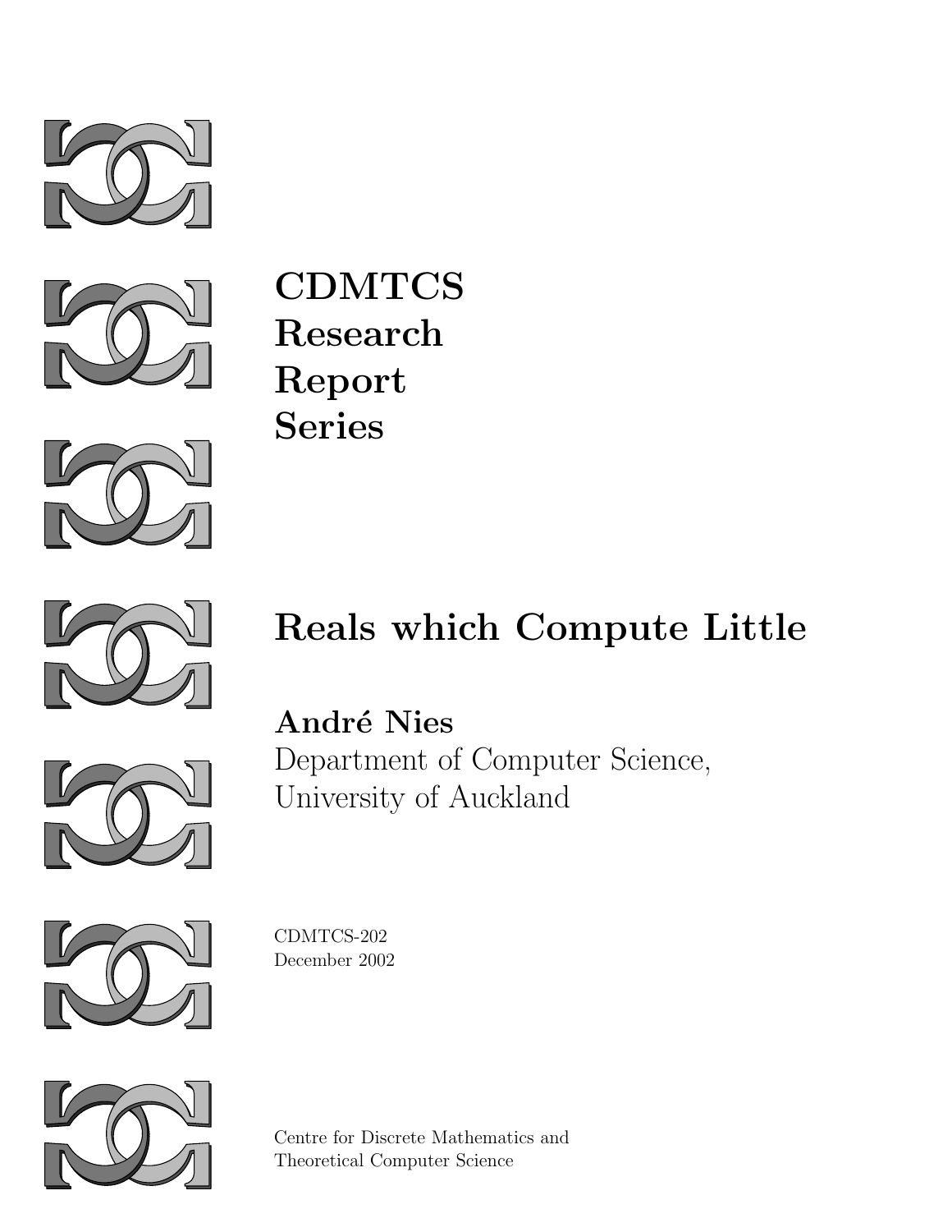# CDMTCS Research Report Series

# Reals which Compute Little

**André Nies**
Department of Computer Science,
University of Auckland

CDMTCS-202
December 2002

Centre for Discrete Mathematics and
Theoretical Computer Science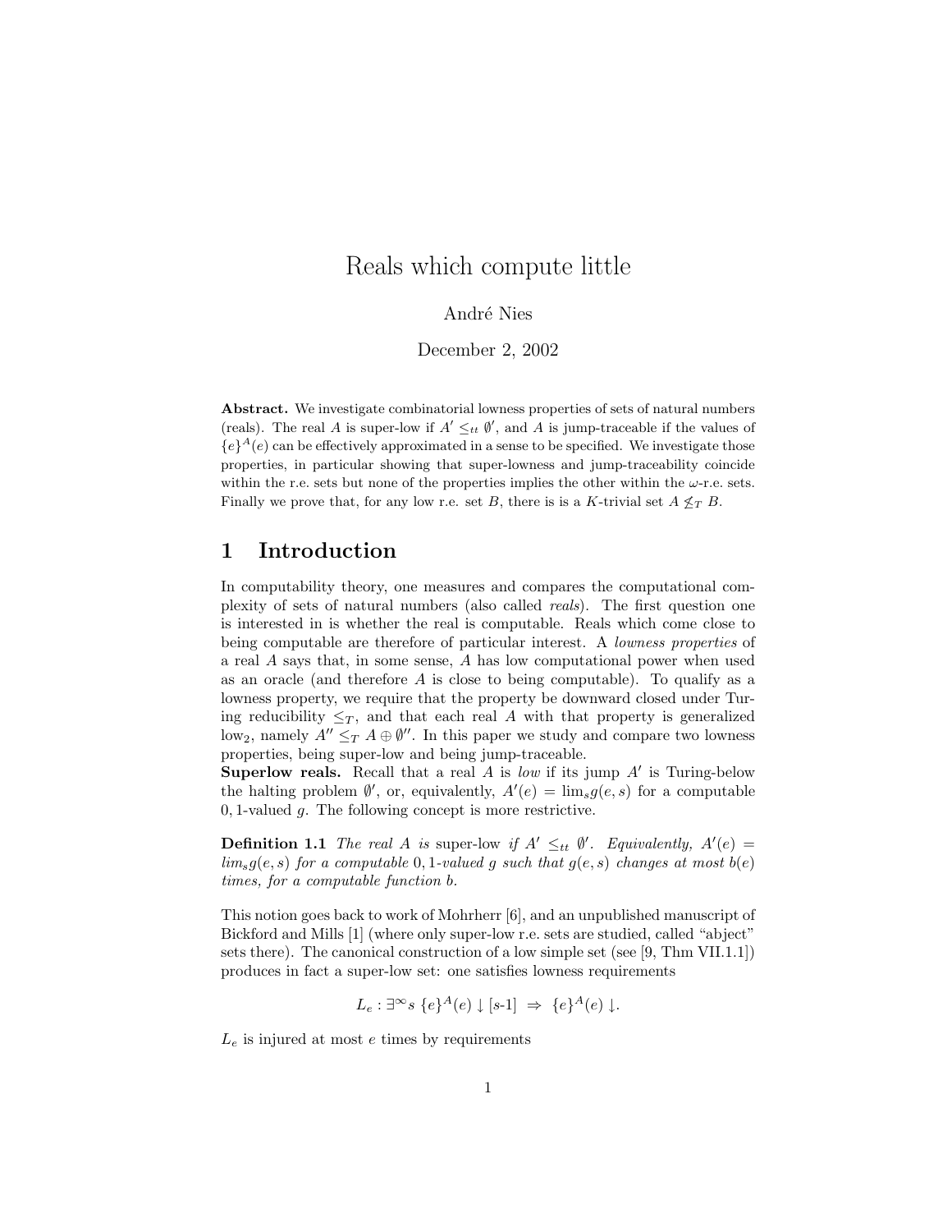# Reals which compute little

André Nies

December 2, 2002

**Abstract.** We investigate combinatorial lowness properties of sets of natural numbers (reals). The real $A$ is super-low if $A' \leq_{tt} \emptyset'$, and $A$ is jump-traceable if the values of $\{e\}^A(e)$ can be effectively approximated in a sense to be specified. We investigate those properties, in particular showing that super-lowness and jump-traceability coincide within the r.e. sets but none of the properties implies the other within the $\omega$-r.e. sets. Finally we prove that, for any low r.e. set $B$, there is is a $K$-trivial set $A \not\leq_T B$.

## 1 Introduction

In computability theory, one measures and compares the computational complexity of sets of natural numbers (also called *reals*). The first question one is interested in is whether the real is computable. Reals which come close to being computable are therefore of particular interest. A *lowness properties* of a real $A$ says that, in some sense, $A$ has low computational power when used as an oracle (and therefore $A$ is close to being computable). To qualify as a lowness property, we require that the property be downward closed under Turing reducibility $\leq_T$, and that each real $A$ with that property is generalized low$_2$, namely $A'' \leq_T A \oplus \emptyset''$. In this paper we study and compare two lowness properties, being super-low and being jump-traceable.

**Superlow reals.** Recall that a real $A$ is *low* if its jump $A'$ is Turing-below the halting problem $\emptyset'$, or, equivalently, $A'(e) = \lim_s g(e, s)$ for a computable $0, 1$-valued $g$. The following concept is more restrictive.

**Definition 1.1** *The real $A$ is* super-low *if $A' \leq_{tt} \emptyset'$. Equivalently, $A'(e) = lim_s g(e, s)$ for a computable $0, 1$-valued $g$ such that $g(e, s)$ changes at most $b(e)$ times, for a computable function $b$.*

This notion goes back to work of Mohrherr [6], and an unpublished manuscript of Bickford and Mills [1] (where only super-low r.e. sets are studied, called "abject" sets there). The canonical construction of a low simple set (see [9, Thm VII.1.1]) produces in fact a super-low set: one satisfies lowness requirements

$$L_e : \exists^\infty s \; \{e\}^A(e) \downarrow [s\text{-}1] \;\Rightarrow\; \{e\}^A(e) \downarrow .$$

$L_e$ is injured at most $e$ times by requirements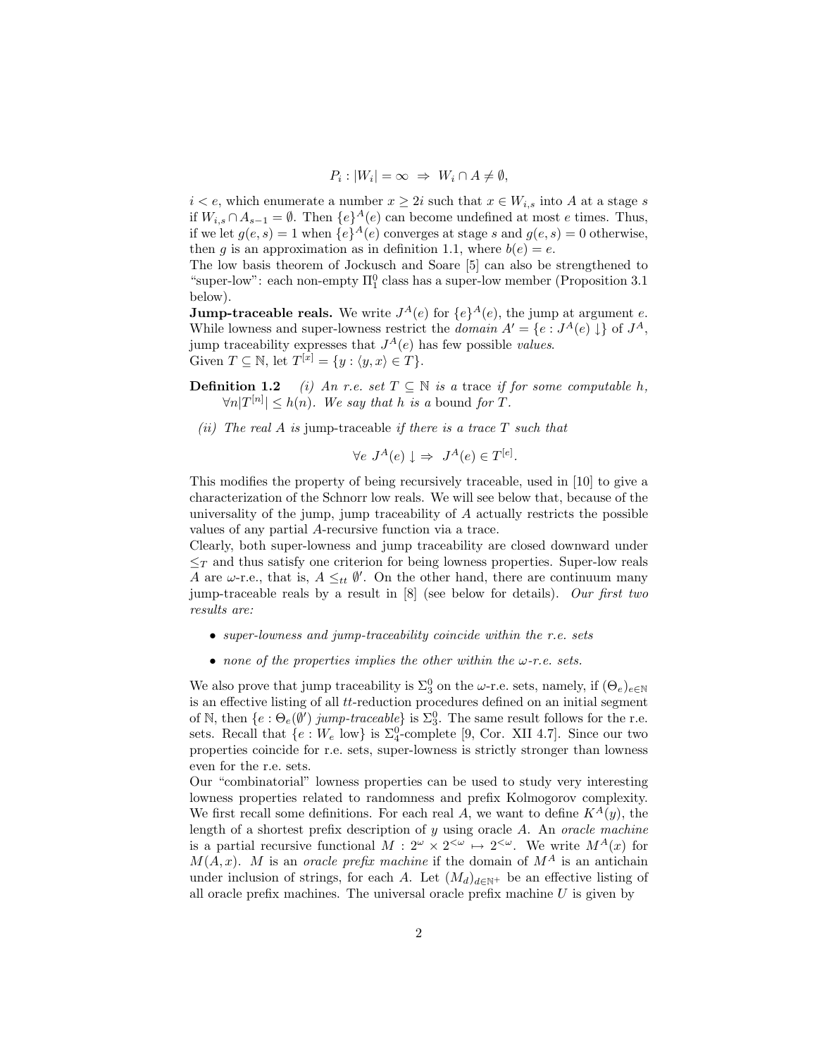$$P_i : |W_i| = \infty \;\Rightarrow\; W_i \cap A \neq \emptyset,$$

$i < e$, which enumerate a number $x \geq 2i$ such that $x \in W_{i,s}$ into $A$ at a stage $s$ if $W_{i,s} \cap A_{s-1} = \emptyset$. Then $\{e\}^A(e)$ can become undefined at most $e$ times. Thus, if we let $g(e,s) = 1$ when $\{e\}^A(e)$ converges at stage $s$ and $g(e,s) = 0$ otherwise, then $g$ is an approximation as in definition 1.1, where $b(e) = e$.

The low basis theorem of Jockusch and Soare [5] can also be strengthened to "super-low": each non-empty $\Pi^0_1$ class has a super-low member (Proposition 3.1 below).

**Jump-traceable reals.** We write $J^A(e)$ for $\{e\}^A(e)$, the jump at argument $e$. While lowness and super-lowness restrict the *domain* $A' = \{e : J^A(e)\downarrow\}$ of $J^A$, jump traceability expresses that $J^A(e)$ has few possible *values*.

Given $T \subseteq \mathbb{N}$, let $T^{[x]} = \{y : \langle y, x\rangle \in T\}$.

**Definition 1.2** *(i) An r.e. set $T \subseteq \mathbb{N}$ is a* trace *if for some computable $h$, $\forall n |T^{[n]}| \leq h(n)$. We say that $h$ is a* bound *for $T$.*

*(ii) The real $A$ is* jump-traceable *if there is a trace $T$ such that*

$$\forall e \; J^A(e)\downarrow \;\Rightarrow\; J^A(e) \in T^{[e]}.$$

This modifies the property of being recursively traceable, used in [10] to give a characterization of the Schnorr low reals. We will see below that, because of the universality of the jump, jump traceability of $A$ actually restricts the possible values of any partial $A$-recursive function via a trace.

Clearly, both super-lowness and jump traceability are closed downward under $\leq_T$ and thus satisfy one criterion for being lowness properties. Super-low reals $A$ are $\omega$-r.e., that is, $A \leq_{tt} \emptyset'$. On the other hand, there are continuum many jump-traceable reals by a result in [8] (see below for details). *Our first two results are:*

- *super-lowness and jump-traceability coincide within the r.e. sets*
- *none of the properties implies the other within the $\omega$-r.e. sets.*

We also prove that jump traceability is $\Sigma^0_3$ on the $\omega$-r.e. sets, namely, if $(\Theta_e)_{e\in\mathbb{N}}$ is an effective listing of all $tt$-reduction procedures defined on an initial segment of $\mathbb{N}$, then $\{e : \Theta_e(\emptyset')$ *jump-traceable*$\}$ is $\Sigma^0_3$. The same result follows for the r.e. sets. Recall that $\{e : W_e \text{ low}\}$ is $\Sigma^0_4$-complete [9, Cor. XII 4.7]. Since our two properties coincide for r.e. sets, super-lowness is strictly stronger than lowness even for the r.e. sets.

Our "combinatorial" lowness properties can be used to study very interesting lowness properties related to randomness and prefix Kolmogorov complexity. We first recall some definitions. For each real $A$, we want to define $K^A(y)$, the length of a shortest prefix description of $y$ using oracle $A$. An *oracle machine* is a partial recursive functional $M : 2^\omega \times 2^{<\omega} \mapsto 2^{<\omega}$. We write $M^A(x)$ for $M(A,x)$. $M$ is an *oracle prefix machine* if the domain of $M^A$ is an antichain under inclusion of strings, for each $A$. Let $(M_d)_{d\in\mathbb{N}^+}$ be an effective listing of all oracle prefix machines. The universal oracle prefix machine $U$ is given by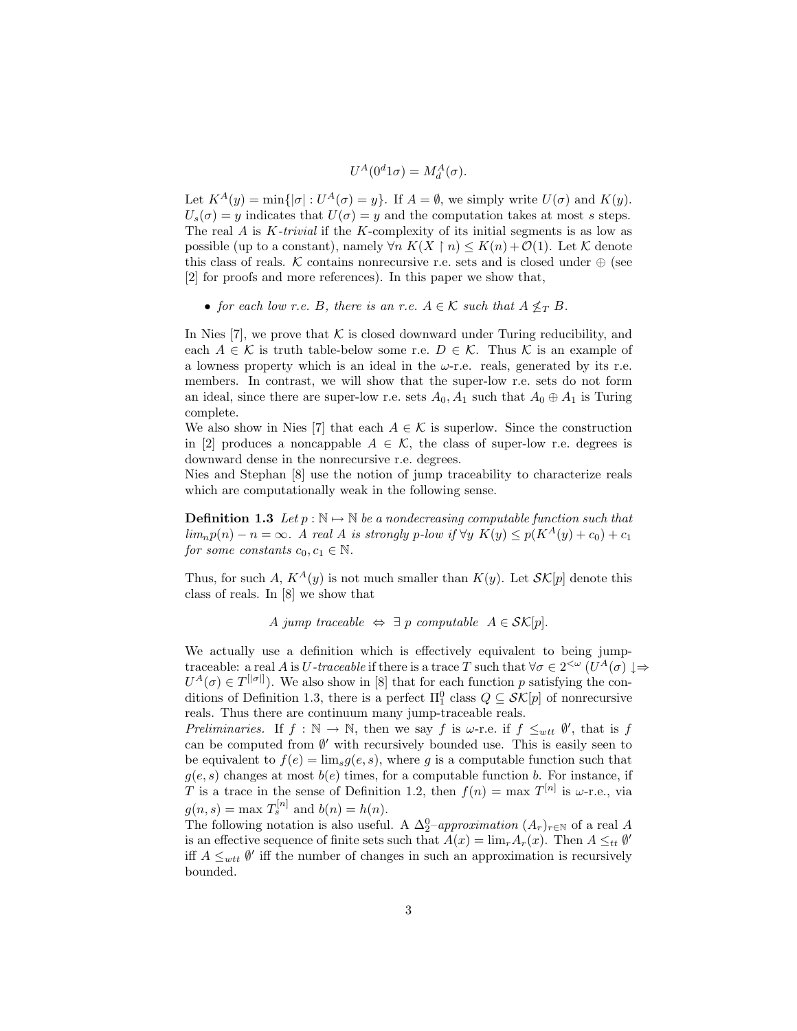$$U^A(0^d1\sigma) = M_d^A(\sigma).$$

Let $K^A(y) = \min\{|\sigma| : U^A(\sigma) = y\}$. If $A = \emptyset$, we simply write $U(\sigma)$ and $K(y)$. $U_s(\sigma) = y$ indicates that $U(\sigma) = y$ and the computation takes at most $s$ steps. The real $A$ is *$K$-trivial* if the $K$-complexity of its initial segments is as low as possible (up to a constant), namely $\forall n\ K(X \upharpoonright n) \leq K(n) + \mathcal{O}(1)$. Let $\mathcal{K}$ denote this class of reals. $\mathcal{K}$ contains nonrecursive r.e. sets and is closed under $\oplus$ (see [2] for proofs and more references). In this paper we show that,

- *for each low r.e. $B$, there is an r.e. $A \in \mathcal{K}$ such that $A \not\leq_T B$.*

In Nies [7], we prove that $\mathcal{K}$ is closed downward under Turing reducibility, and each $A \in \mathcal{K}$ is truth table-below some r.e. $D \in \mathcal{K}$. Thus $\mathcal{K}$ is an example of a lowness property which is an ideal in the $\omega$-r.e. reals, generated by its r.e. members. In contrast, we will show that the super-low r.e. sets do not form an ideal, since there are super-low r.e. sets $A_0, A_1$ such that $A_0 \oplus A_1$ is Turing complete.
We also show in Nies [7] that each $A \in \mathcal{K}$ is superlow. Since the construction in [2] produces a noncappable $A \in \mathcal{K}$, the class of super-low r.e. degrees is downward dense in the nonrecursive r.e. degrees.
Nies and Stephan [8] use the notion of jump traceability to characterize reals which are computationally weak in the following sense.

**Definition 1.3** *Let $p : \mathbb{N} \mapsto \mathbb{N}$ be a nondecreasing computable function such that $lim_n p(n) - n = \infty$. A real $A$ is strongly $p$-low if $\forall y\ K(y) \leq p(K^A(y) + c_0) + c_1$ for some constants $c_0, c_1 \in \mathbb{N}$.*

Thus, for such $A$, $K^A(y)$ is not much smaller than $K(y)$. Let $\mathcal{SK}[p]$ denote this class of reals. In [8] we show that

$$A \textit{ jump traceable } \Leftrightarrow \exists\ p \textit{ computable } A \in \mathcal{SK}[p].$$

We actually use a definition which is effectively equivalent to being jump-traceable: a real $A$ is *$U$-traceable* if there is a trace $T$ such that $\forall \sigma \in 2^{<\omega}\ (U^A(\sigma) \downarrow \Rightarrow U^A(\sigma) \in T^{[|\sigma|]})$. We also show in [8] that for each function $p$ satisfying the conditions of Definition 1.3, there is a perfect $\Pi^0_1$ class $Q \subseteq \mathcal{SK}[p]$ of nonrecursive reals. Thus there are continuum many jump-traceable reals.
*Preliminaries.* If $f : \mathbb{N} \to \mathbb{N}$, then we say $f$ is $\omega$-r.e. if $f \leq_{wtt} \emptyset'$, that is $f$ can be computed from $\emptyset'$ with recursively bounded use. This is easily seen to be equivalent to $f(e) = \lim_s g(e, s)$, where $g$ is a computable function such that $g(e, s)$ changes at most $b(e)$ times, for a computable function $b$. For instance, if $T$ is a trace in the sense of Definition 1.2, then $f(n) = \max T^{[n]}$ is $\omega$-r.e., via $g(n, s) = \max T_s^{[n]}$ and $b(n) = h(n)$.
The following notation is also useful. A $\Delta^0_2$*–approximation* $(A_r)_{r\in\mathbb{N}}$ of a real $A$ is an effective sequence of finite sets such that $A(x) = \lim_r A_r(x)$. Then $A \leq_{tt} \emptyset'$ iff $A \leq_{wtt} \emptyset'$ iff the number of changes in such an approximation is recursively bounded.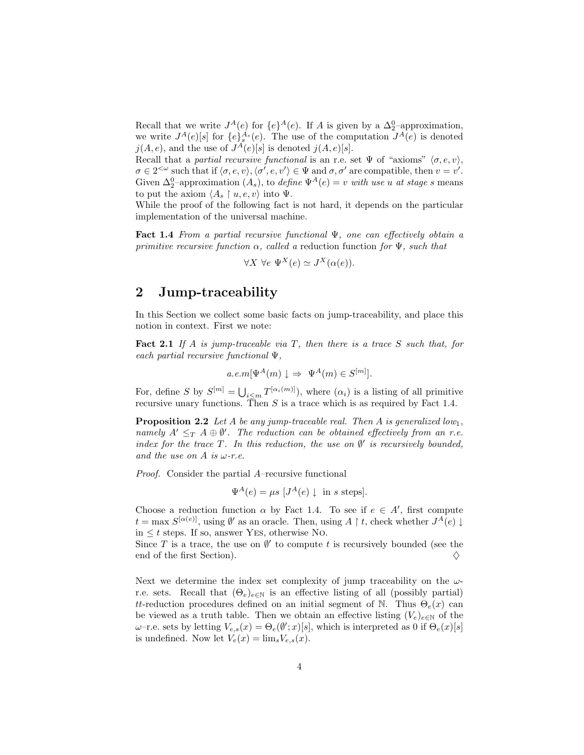Recall that we write $J^A(e)$ for $\{e\}^A(e)$. If $A$ is given by a $\Delta^0_2$–approximation, we write $J^A(e)[s]$ for $\{e\}^{A_s}_s(e)$. The use of the computation $J^A(e)$ is denoted $j(A,e)$, and the use of $J^A(e)[s]$ is denoted $j(A,e)[s]$.

Recall that a *partial recursive functional* is an r.e. set $\Psi$ of "axioms" $\langle \sigma, e, v\rangle$, $\sigma \in 2^{<\omega}$ such that if $\langle \sigma, e, v\rangle, \langle \sigma', e, v'\rangle \in \Psi$ and $\sigma, \sigma'$ are compatible, then $v = v'$. Given $\Delta^0_2$–approximation $(A_s)$, to *define* $\Psi^A(e) = v$ *with use* $u$ *at stage* $s$ means to put the axiom $\langle A_s \upharpoonright u, e, v\rangle$ into $\Psi$.

While the proof of the following fact is not hard, it depends on the particular implementation of the universal machine.

**Fact 1.4** *From a partial recursive functional $\Psi$, one can effectively obtain a primitive recursive function $\alpha$, called a* reduction function *for $\Psi$, such that*

$$\forall X\ \forall e\ \Psi^X(e) \simeq J^X(\alpha(e)).$$

## 2 Jump-traceability

In this Section we collect some basic facts on jump-traceability, and place this notion in context. First we note:

**Fact 2.1** *If $A$ is jump-traceable via $T$, then there is a trace $S$ such that, for each partial recursive functional $\Psi$,*

$$a.e.m[\Psi^A(m)\downarrow\ \Rightarrow\ \Psi^A(m) \in S^{[m]}].$$

For, define $S$ by $S^{[m]} = \bigcup_{i\leq m} T^{[\alpha_i(m)]})$, where $(\alpha_i)$ is a listing of all primitive recursive unary functions. Then $S$ is a trace which is as required by Fact 1.4.

**Proposition 2.2** *Let $A$ be any jump-traceable real. Then $A$ is generalized low$_1$, namely $A' \leq_T A \oplus \emptyset'$. The reduction can be obtained effectively from an r.e. index for the trace $T$. In this reduction, the use on $\emptyset'$ is recursively bounded, and the use on $A$ is $\omega$-r.e.*

*Proof.* Consider the partial $A$–recursive functional

$$\Psi^A(e) = \mu s\ [J^A(e)\downarrow\ \text{ in } s \text{ steps}].$$

Choose a reduction function $\alpha$ by Fact 1.4. To see if $e \in A'$, first compute $t = \max S^{[\alpha(e)]}$, using $\emptyset'$ as an oracle. Then, using $A \upharpoonright t$, check whether $J^A(e)\downarrow$ in $\leq t$ steps. If so, answer Yes, otherwise No.

Since $T$ is a trace, the use on $\emptyset'$ to compute $t$ is recursively bounded (see the end of the first Section). ♢

Next we determine the index set complexity of jump traceability on the $\omega$-r.e. sets. Recall that $(\Theta_e)_{e\in\mathbb{N}}$ is an effective listing of all (possibly partial) *tt*-reduction procedures defined on an initial segment of $\mathbb{N}$. Thus $\Theta_e(x)$ can be viewed as a truth table. Then we obtain an effective listing $(V_e)_{e\in\mathbb{N}}$ of the $\omega$–r.e. sets by letting $V_{e,s}(x) = \Theta_e(\emptyset'; x)[s]$, which is interpreted as 0 if $\Theta_e(x)[s]$ is undefined. Now let $V_e(x) = \lim_s V_{e,s}(x)$.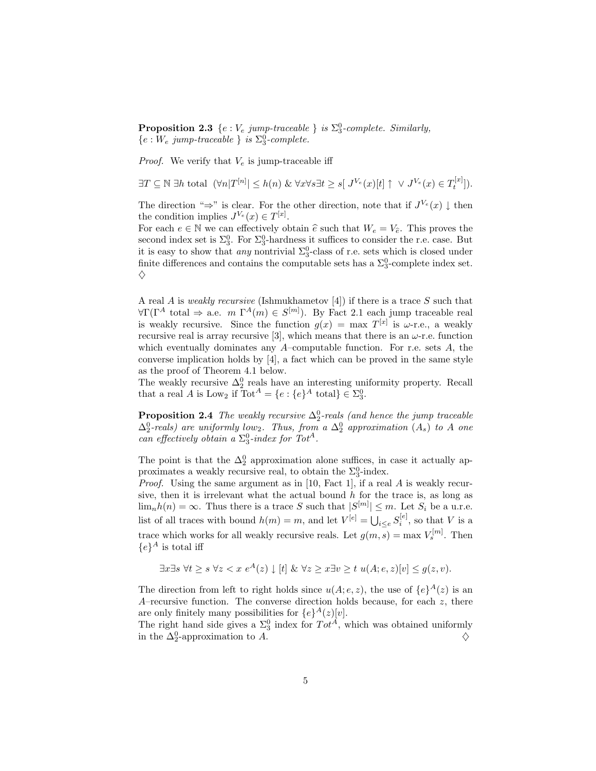**Proposition 2.3** *$\{e : V_e$ jump-traceable $\}$ is $\Sigma^0_3$-complete. Similarly, $\{e : W_e$ jump-traceable $\}$ is $\Sigma^0_3$-complete.*

*Proof.* We verify that $V_e$ is jump-traceable iff

$$\exists T \subseteq \mathbb{N}\ \exists h \text{ total } \ (\forall n |T^{[n]}| \leq h(n)\ \&\ \forall x \forall s \exists t \geq s[\ J^{V_e}(x)[t] \uparrow\ \vee\ J^{V_e}(x) \in T^{[x]}_t]).$$

The direction "$\Rightarrow$" is clear. For the other direction, note that if $J^{V_e}(x) \downarrow$ then the condition implies $J^{V_e}(x) \in T^{[x]}$.

For each $e \in \mathbb{N}$ we can effectively obtain $\widehat{e}$ such that $W_e = V_{\widehat{e}}$. This proves the second index set is $\Sigma^0_3$. For $\Sigma^0_3$-hardness it suffices to consider the r.e. case. But it is easy to show that *any* nontrivial $\Sigma^0_3$-class of r.e. sets which is closed under finite differences and contains the computable sets has a $\Sigma^0_3$-complete index set. $\diamondsuit$

A real $A$ is *weakly recursive* (Ishmukhametov [4]) if there is a trace $S$ such that $\forall \Gamma (\Gamma^A \text{ total} \Rightarrow \text{a.e. } m\ \Gamma^A(m) \in S^{[m]})$. By Fact 2.1 each jump traceable real is weakly recursive. Since the function $g(x) = \max T^{[x]}$ is $\omega$-r.e., a weakly recursive real is array recursive [3], which means that there is an $\omega$-r.e. function which eventually dominates any $A$–computable function. For r.e. sets $A$, the converse implication holds by [4], a fact which can be proved in the same style as the proof of Theorem 4.1 below.

The weakly recursive $\Delta^0_2$ reals have an interesting uniformity property. Recall that a real $A$ is Low$_2$ if $\text{Tot}^A = \{e : \{e\}^A \text{ total}\} \in \Sigma^0_3$.

**Proposition 2.4** *The weakly recursive $\Delta^0_2$-reals (and hence the jump traceable $\Delta^0_2$-reals) are uniformly low$_2$. Thus, from a $\Delta^0_2$ approximation $(A_s)$ to $A$ one can effectively obtain a $\Sigma^0_3$-index for $\text{Tot}^A$.*

The point is that the $\Delta^0_2$ approximation alone suffices, in case it actually approximates a weakly recursive real, to obtain the $\Sigma^0_3$-index.

*Proof.* Using the same argument as in [10, Fact 1], if a real $A$ is weakly recursive, then it is irrelevant what the actual bound $h$ for the trace is, as long as $\lim_n h(n) = \infty$. Thus there is a trace $S$ such that $|S^{[m]}| \leq m$. Let $S_i$ be a u.r.e. list of all traces with bound $h(m) = m$, and let $V^{[e]} = \bigcup_{i \leq e} S_i^{[e]}$, so that $V$ is a trace which works for all weakly recursive reals. Let $g(m, s) = \max V_s^{[m]}$. Then $\{e\}^A$ is total iff

$$\exists x \exists s\ \forall t \geq s\ \forall z < x\ e^A(z) \downarrow [t]\ \&\ \forall z \geq x \exists v \geq t\ u(A; e, z)[v] \leq g(z, v).$$

The direction from left to right holds since $u(A; e, z)$, the use of $\{e\}^A(z)$ is an $A$–recursive function. The converse direction holds because, for each $z$, there are only finitely many possibilities for $\{e\}^A(z)[v]$.

The right hand side gives a $\Sigma^0_3$ index for $Tot^A$, which was obtained uniformly in the $\Delta^0_2$-approximation to $A$. $\diamondsuit$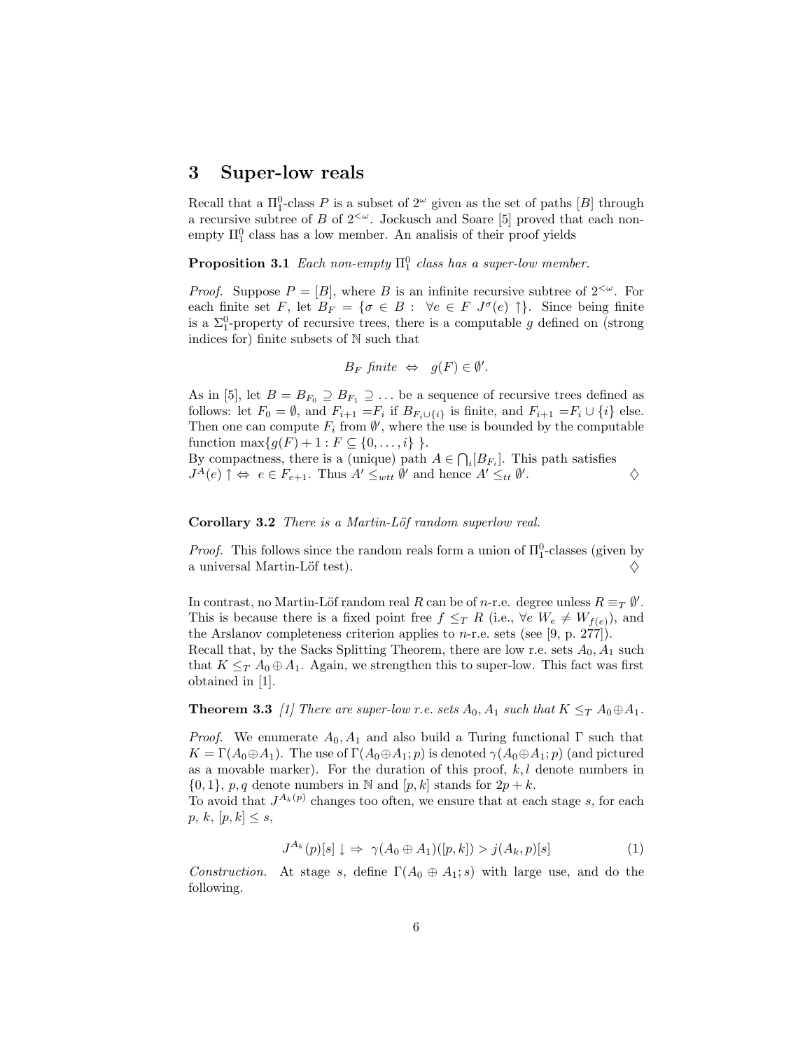## 3 Super-low reals

Recall that a $\Pi^0_1$-class $P$ is a subset of $2^\omega$ given as the set of paths $[B]$ through a recursive subtree of $B$ of $2^{<\omega}$. Jockusch and Soare [5] proved that each non-empty $\Pi^0_1$ class has a low member. An analisis of their proof yields

**Proposition 3.1** *Each non-empty $\Pi^0_1$ class has a super-low member.*

*Proof.* Suppose $P = [B]$, where $B$ is an infinite recursive subtree of $2^{<\omega}$. For each finite set $F$, let $B_F = \{\sigma \in B : \ \forall e \in F \ J^\sigma(e) \uparrow\}$. Since being finite is a $\Sigma^0_1$-property of recursive trees, there is a computable $g$ defined on (strong indices for) finite subsets of $\mathbb{N}$ such that

$$B_F \textit{ finite} \ \Leftrightarrow \ g(F) \in \emptyset'.$$

As in [5], let $B = B_{F_0} \supseteq B_{F_1} \supseteq \ldots$ be a sequence of recursive trees defined as follows: let $F_0 = \emptyset$, and $F_{i+1} = F_i$ if $B_{F_i \cup \{i\}}$ is finite, and $F_{i+1} = F_i \cup \{i\}$ else. Then one can compute $F_i$ from $\emptyset'$, where the use is bounded by the computable function $\max\{g(F) + 1 : F \subseteq \{0, \ldots, i\}\}$.
By compactness, there is a (unique) path $A \in \bigcap_i [B_{F_i}]$. This path satisfies $J^A(e) \uparrow \Leftrightarrow \ e \in F_{e+1}$. Thus $A' \leq_{wtt} \emptyset'$ and hence $A' \leq_{tt} \emptyset'$. ♢

**Corollary 3.2** *There is a Martin-Löf random superlow real.*

*Proof.* This follows since the random reals form a union of $\Pi^0_1$-classes (given by a universal Martin-Löf test). ♢

In contrast, no Martin-Löf random real $R$ can be of $n$-r.e. degree unless $R \equiv_T \emptyset'$. This is because there is a fixed point free $f \leq_T R$ (i.e., $\forall e \ W_e \neq W_{f(e)}$), and the Arslanov completeness criterion applies to $n$-r.e. sets (see [9, p. 277]).
Recall that, by the Sacks Splitting Theorem, there are low r.e. sets $A_0, A_1$ such that $K \leq_T A_0 \oplus A_1$. Again, we strengthen this to super-low. This fact was first obtained in [1].

**Theorem 3.3** *[1] There are super-low r.e. sets $A_0, A_1$ such that $K \leq_T A_0 \oplus A_1$.*

*Proof.* We enumerate $A_0, A_1$ and also build a Turing functional $\Gamma$ such that $K = \Gamma(A_0 \oplus A_1)$. The use of $\Gamma(A_0 \oplus A_1; p)$ is denoted $\gamma(A_0 \oplus A_1; p)$ (and pictured as a movable marker). For the duration of this proof, $k, l$ denote numbers in $\{0, 1\}$, $p, q$ denote numbers in $\mathbb{N}$ and $[p, k]$ stands for $2p + k$.
To avoid that $J^{A_k(p)}$ changes too often, we ensure that at each stage $s$, for each $p$, $k$, $[p, k] \leq s$,

$$J^{A_k}(p)[s] \downarrow \Rightarrow \ \gamma(A_0 \oplus A_1)([p, k]) > j(A_k, p)[s] \tag{1}$$

*Construction.* At stage $s$, define $\Gamma(A_0 \oplus A_1; s)$ with large use, and do the following.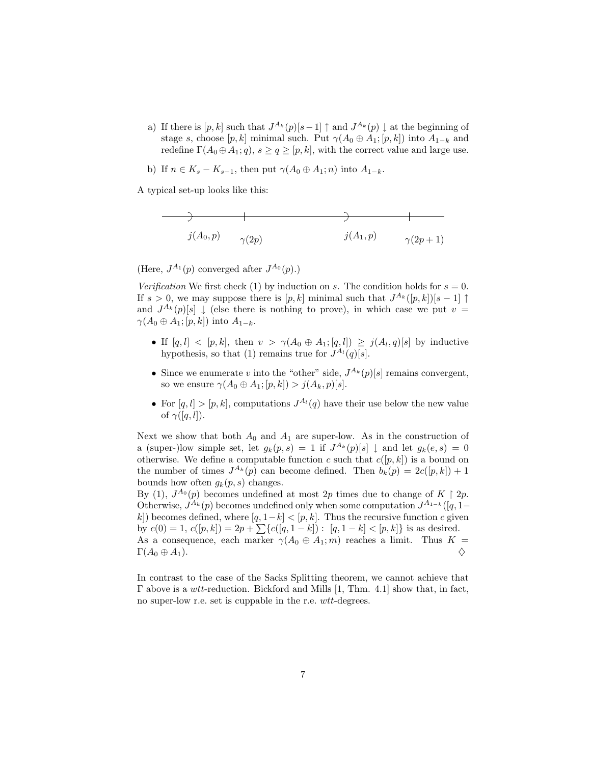a) If there is $[p,k]$ such that $J^{A_k}(p)[s-1]\uparrow$ and $J^{A_k}(p)\downarrow$ at the beginning of stage $s$, choose $[p,k]$ minimal such. Put $\gamma(A_0 \oplus A_1;[p,k])$ into $A_{1-k}$ and redefine $\Gamma(A_0 \oplus A_1;q)$, $s \geq q \geq [p,k]$, with the correct value and large use.

b) If $n \in K_s - K_{s-1}$, then put $\gamma(A_0 \oplus A_1;n)$ into $A_{1-k}$.

A typical set-up looks like this:

$j(A_0,p)$ $\quad\gamma(2p)$ $\quad j(A_1,p)$ $\quad\gamma(2p+1)$

(Here, $J^{A_1}(p)$ converged after $J^{A_0}(p)$.)

*Verification* We first check (1) by induction on $s$. The condition holds for $s=0$. If $s>0$, we may suppose there is $[p,k]$ minimal such that $J^{A_k}([p,k])[s-1]\uparrow$ and $J^{A_k}(p)[s]\downarrow$ (else there is nothing to prove), in which case we put $v = \gamma(A_0 \oplus A_1;[p,k])$ into $A_{1-k}$.

- If $[q,l] < [p,k]$, then $v > \gamma(A_0 \oplus A_1;[q,l]) \geq j(A_l,q)[s]$ by inductive hypothesis, so that (1) remains true for $J^{A_l}(q)[s]$.
- Since we enumerate $v$ into the "other" side, $J^{A_k}(p)[s]$ remains convergent, so we ensure $\gamma(A_0 \oplus A_1;[p,k]) > j(A_k,p)[s]$.
- For $[q,l] > [p,k]$, computations $J^{A_l}(q)$ have their use below the new value of $\gamma([q,l])$.

Next we show that both $A_0$ and $A_1$ are super-low. As in the construction of a (super-)low simple set, let $g_k(p,s) = 1$ if $J^{A_k}(p)[s]\downarrow$ and let $g_k(e,s) = 0$ otherwise. We define a computable function $c$ such that $c([p,k])$ is a bound on the number of times $J^{A_k}(p)$ can become defined. Then $b_k(p) = 2c([p,k])+1$ bounds how often $g_k(p,s)$ changes.
By (1), $J^{A_0}(p)$ becomes undefined at most $2p$ times due to change of $K \upharpoonright 2p$. Otherwise, $J^{A_k}(p)$ becomes undefined only when some computation $J^{A_{1-k}}([q,1-k])$ becomes defined, where $[q,1-k] < [p,k]$. Thus the recursive function $c$ given by $c(0)=1$, $c([p,k]) = 2p + \sum\{c([q,1-k]) : [q,1-k] < [p,k]\}$ is as desired.
As a consequence, each marker $\gamma(A_0 \oplus A_1;m)$ reaches a limit. Thus $K = \Gamma(A_0 \oplus A_1)$. ♢

In contrast to the case of the Sacks Splitting theorem, we cannot achieve that $\Gamma$ above is a *wtt*-reduction. Bickford and Mills [1, Thm. 4.1] show that, in fact, no super-low r.e. set is cuppable in the r.e. *wtt*-degrees.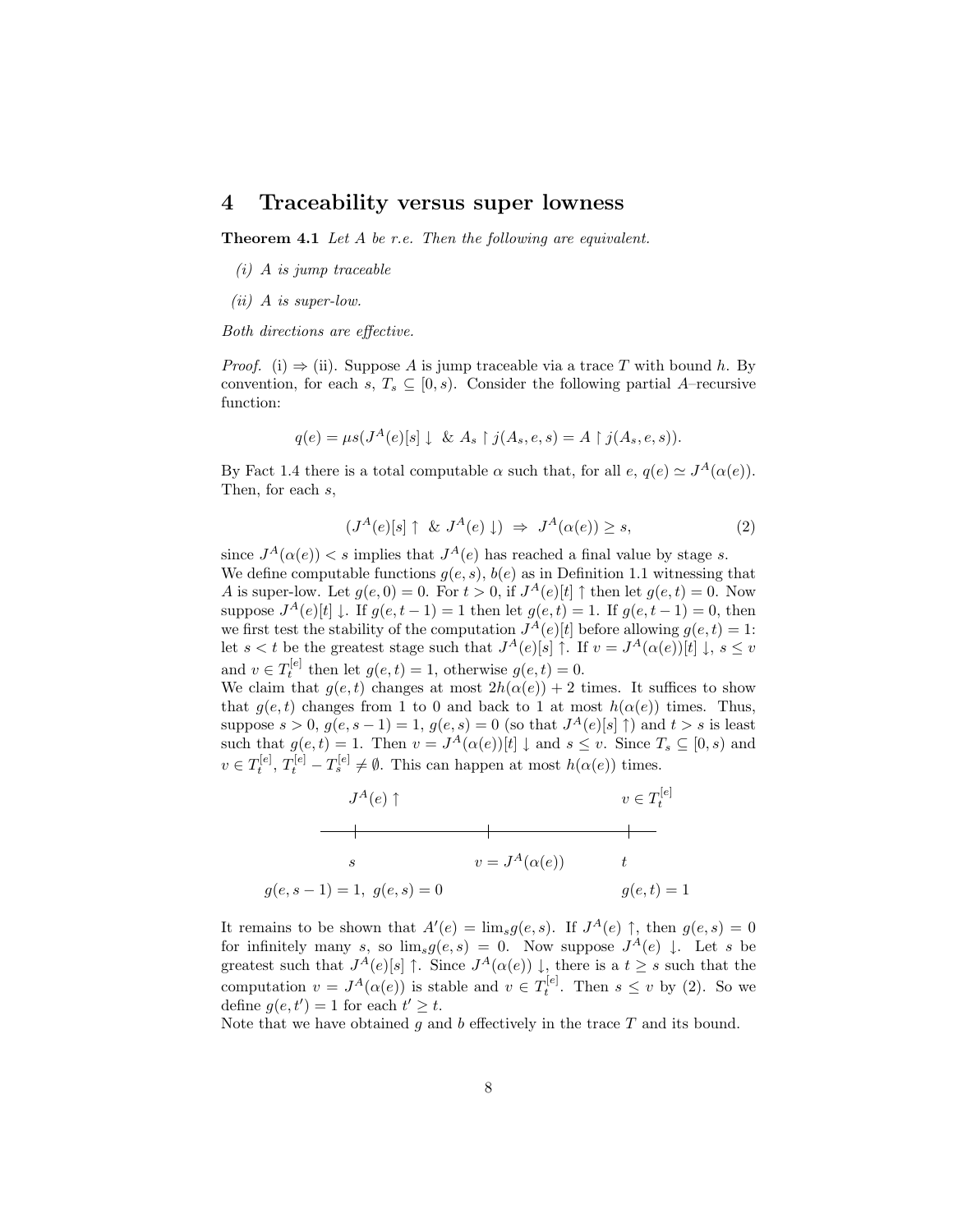# 4 Traceability versus super lowness

**Theorem 4.1** *Let $A$ be r.e. Then the following are equivalent.*

*(i) $A$ is jump traceable*

*(ii) $A$ is super-low.*

*Both directions are effective.*

*Proof.* (i) ⇒ (ii). Suppose $A$ is jump traceable via a trace $T$ with bound $h$. By convention, for each $s$, $T_s \subseteq [0, s)$. Consider the following partial $A$–recursive function:

$$q(e) = \mu s(J^A(e)[s] \downarrow \ \& \ A_s \upharpoonright j(A_s, e, s) = A \upharpoonright j(A_s, e, s)).$$

By Fact 1.4 there is a total computable $\alpha$ such that, for all $e$, $q(e) \simeq J^A(\alpha(e))$. Then, for each $s$,

$$(J^A(e)[s] \uparrow \ \& \ J^A(e) \downarrow) \ \Rightarrow \ J^A(\alpha(e)) \geq s, \tag{2}$$

since $J^A(\alpha(e)) < s$ implies that $J^A(e)$ has reached a final value by stage $s$.
We define computable functions $g(e, s)$, $b(e)$ as in Definition 1.1 witnessing that $A$ is super-low. Let $g(e, 0) = 0$. For $t > 0$, if $J^A(e)[t] \uparrow$ then let $g(e, t) = 0$. Now suppose $J^A(e)[t] \downarrow$. If $g(e, t-1) = 1$ then let $g(e, t) = 1$. If $g(e, t-1) = 0$, then we first test the stability of the computation $J^A(e)[t]$ before allowing $g(e, t) = 1$: let $s < t$ be the greatest stage such that $J^A(e)[s] \uparrow$. If $v = J^A(\alpha(e))[t] \downarrow$, $s \leq v$ and $v \in T_t^{[e]}$ then let $g(e, t) = 1$, otherwise $g(e, t) = 0$.
We claim that $g(e, t)$ changes at most $2h(\alpha(e)) + 2$ times. It suffices to show that $g(e, t)$ changes from 1 to 0 and back to 1 at most $h(\alpha(e))$ times. Thus, suppose $s > 0$, $g(e, s-1) = 1$, $g(e, s) = 0$ (so that $J^A(e)[s] \uparrow$) and $t > s$ is least such that $g(e, t) = 1$. Then $v = J^A(\alpha(e))[t] \downarrow$ and $s \leq v$. Since $T_s \subseteq [0, s)$ and $v \in T_t^{[e]}$, $T_t^{[e]} - T_s^{[e]} \neq \emptyset$. This can happen at most $h(\alpha(e))$ times.

$J^A(e) \uparrow$ at $s$ with $g(e, s-1) = 1, \ g(e, s) = 0$; then $v = J^A(\alpha(e))$; then $t$ with $v \in T_t^{[e]}$ and $g(e, t) = 1$.

It remains to be shown that $A'(e) = \lim_s g(e, s)$. If $J^A(e) \uparrow$, then $g(e, s) = 0$ for infinitely many $s$, so $\lim_s g(e, s) = 0$. Now suppose $J^A(e) \downarrow$. Let $s$ be greatest such that $J^A(e)[s] \uparrow$. Since $J^A(\alpha(e)) \downarrow$, there is a $t \geq s$ such that the computation $v = J^A(\alpha(e))$ is stable and $v \in T_t^{[e]}$. Then $s \leq v$ by (2). So we define $g(e, t') = 1$ for each $t' \geq t$.
Note that we have obtained $g$ and $b$ effectively in the trace $T$ and its bound.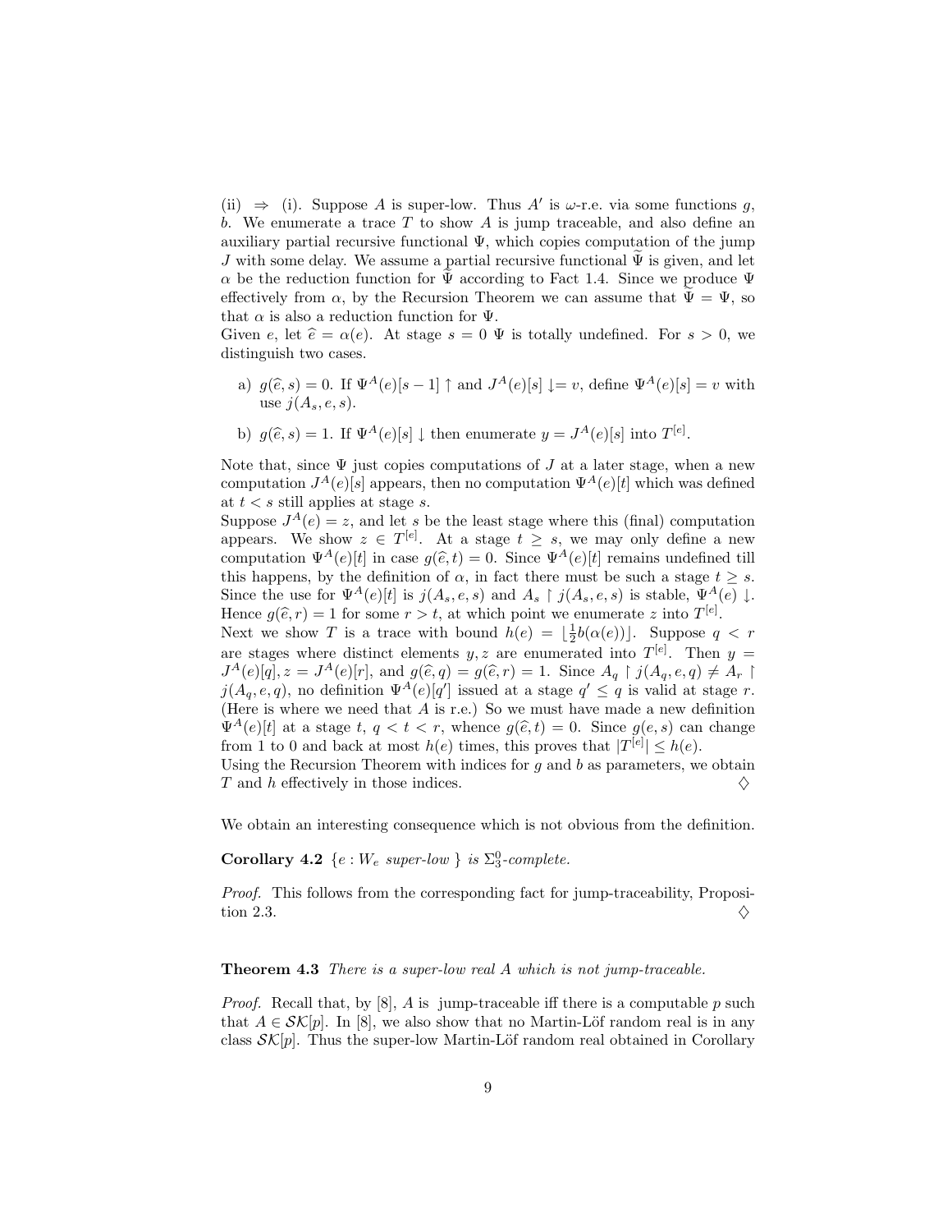(ii) $\Rightarrow$ (i). Suppose $A$ is super-low. Thus $A'$ is $\omega$-r.e. via some functions $g$, $b$. We enumerate a trace $T$ to show $A$ is jump traceable, and also define an auxiliary partial recursive functional $\Psi$, which copies computation of the jump $J$ with some delay. We assume a partial recursive functional $\widetilde{\Psi}$ is given, and let $\alpha$ be the reduction function for $\widetilde{\Psi}$ according to Fact 1.4. Since we produce $\Psi$ effectively from $\alpha$, by the Recursion Theorem we can assume that $\widetilde{\Psi} = \Psi$, so that $\alpha$ is also a reduction function for $\Psi$.
Given $e$, let $\widehat{e} = \alpha(e)$. At stage $s = 0$ $\Psi$ is totally undefined. For $s > 0$, we distinguish two cases.

a) $g(\widehat{e}, s) = 0$. If $\Psi^A(e)[s-1] \uparrow$ and $J^A(e)[s] \downarrow = v$, define $\Psi^A(e)[s] = v$ with use $j(A_s, e, s)$.

b) $g(\widehat{e}, s) = 1$. If $\Psi^A(e)[s] \downarrow$ then enumerate $y = J^A(e)[s]$ into $T^{[e]}$.

Note that, since $\Psi$ just copies computations of $J$ at a later stage, when a new computation $J^A(e)[s]$ appears, then no computation $\Psi^A(e)[t]$ which was defined at $t < s$ still applies at stage $s$.
Suppose $J^A(e) = z$, and let $s$ be the least stage where this (final) computation appears. We show $z \in T^{[e]}$. At a stage $t \geq s$, we may only define a new computation $\Psi^A(e)[t]$ in case $g(\widehat{e}, t) = 0$. Since $\Psi^A(e)[t]$ remains undefined till this happens, by the definition of $\alpha$, in fact there must be such a stage $t \geq s$. Since the use for $\Psi^A(e)[t]$ is $j(A_s, e, s)$ and $A_s \upharpoonright j(A_s, e, s)$ is stable, $\Psi^A(e) \downarrow$. Hence $g(\widehat{e}, r) = 1$ for some $r > t$, at which point we enumerate $z$ into $T^{[e]}$.
Next we show $T$ is a trace with bound $h(e) = \lfloor \frac{1}{2} b(\alpha(e)) \rfloor$. Suppose $q < r$ are stages where distinct elements $y, z$ are enumerated into $T^{[e]}$. Then $y = J^A(e)[q], z = J^A(e)[r]$, and $g(\widehat{e}, q) = g(\widehat{e}, r) = 1$. Since $A_q \upharpoonright j(A_q, e, q) \neq A_r \upharpoonright j(A_q, e, q)$, no definition $\Psi^A(e)[q']$ issued at a stage $q' \leq q$ is valid at stage $r$. (Here is where we need that $A$ is r.e.) So we must have made a new definition $\Psi^A(e)[t]$ at a stage $t$, $q < t < r$, whence $g(\widehat{e}, t) = 0$. Since $g(e, s)$ can change from 1 to 0 and back at most $h(e)$ times, this proves that $|T^{[e]}| \leq h(e)$.
Using the Recursion Theorem with indices for $g$ and $b$ as parameters, we obtain $T$ and $h$ effectively in those indices. $\diamondsuit$

We obtain an interesting consequence which is not obvious from the definition.

**Corollary 4.2** *$\{e : W_e$ super-low $\}$ is $\Sigma^0_3$-complete.*

*Proof.* This follows from the corresponding fact for jump-traceability, Proposition 2.3. $\diamondsuit$

**Theorem 4.3** *There is a super-low real $A$ which is not jump-traceable.*

*Proof.* Recall that, by [8], $A$ is jump-traceable iff there is a computable $p$ such that $A \in \mathcal{SK}[p]$. In [8], we also show that no Martin-Löf random real is in any class $\mathcal{SK}[p]$. Thus the super-low Martin-Löf random real obtained in Corollary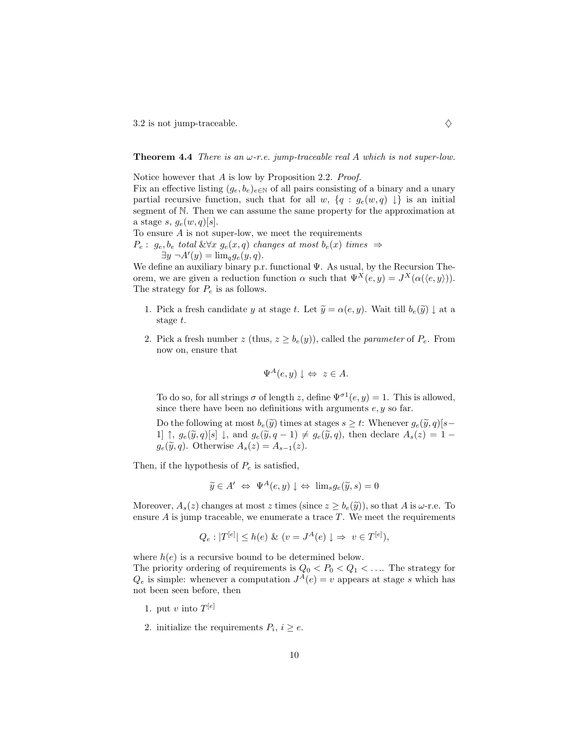3.2 is not jump-traceable. ◇

**Theorem 4.4** *There is an $\omega$-r.e. jump-traceable real $A$ which is not super-low.*

Notice however that $A$ is low by Proposition 2.2. *Proof.*
Fix an effective listing $(g_e, b_e)_{e\in\mathbb{N}}$ of all pairs consisting of a binary and a unary partial recursive function, such that for all $w$, $\{q : g_e(w,q)\downarrow\}$ is an initial segment of $\mathbb{N}$. Then we can assume the same property for the approximation at a stage $s$, $g_e(w,q)[s]$.
To ensure $A$ is not super-low, we meet the requirements
$P_e$ : *$g_e, b_e$ total* $\&\forall x$ *$g_e(x,q)$ changes at most $b_e(x)$ times* $\Rightarrow$
$\exists y\ \neg A'(y) = \lim_q g_e(y,q)$.
We define an auxiliary binary p.r. functional $\Psi$. As usual, by the Recursion Theorem, we are given a reduction function $\alpha$ such that $\Psi^X(e,y) = J^X(\alpha(\langle e,y\rangle))$. The strategy for $P_e$ is as follows.

1. Pick a fresh candidate $y$ at stage $t$. Let $\widetilde{y} = \alpha(e,y)$. Wait till $b_e(\widetilde{y})\downarrow$ at a stage $t$.

2. Pick a fresh number $z$ (thus, $z \geq b_e(y)$), called the *parameter* of $P_e$. From now on, ensure that

$$\Psi^A(e,y)\downarrow \Leftrightarrow\ z \in A.$$

   To do so, for all strings $\sigma$ of length $z$, define $\Psi^{\sigma 1}(e,y) = 1$. This is allowed, since there have been no definitions with arguments $e, y$ so far.

   Do the following at most $b_e(\widetilde{y})$ times at stages $s \geq t$: Whenever $g_e(\widetilde{y},q)[s-1]\uparrow$, $g_e(\widetilde{y},q)[s]\downarrow$, and $g_e(\widetilde{y},q-1) \neq g_e(\widetilde{y},q)$, then declare $A_s(z) = 1 - g_e(\widetilde{y},q)$. Otherwise $A_s(z) = A_{s-1}(z)$.

Then, if the hypothesis of $P_e$ is satisfied,

$$\widetilde{y} \in A' \ \Leftrightarrow\ \Psi^A(e,y)\downarrow \Leftrightarrow\ \lim_s g_e(\widetilde{y},s) = 0$$

Moreover, $A_s(z)$ changes at most $z$ times (since $z \geq b_e(\widetilde{y})$), so that $A$ is $\omega$-r.e. To ensure $A$ is jump traceable, we enumerate a trace $T$. We meet the requirements

$$Q_e : |T^{[e]}| \leq h(e)\ \&\ (v = J^A(e)\downarrow\ \Rightarrow\ v \in T^{[e]}),$$

where $h(e)$ is a recursive bound to be determined below.
The priority ordering of requirements is $Q_0 < P_0 < Q_1 < \ldots$. The strategy for $Q_e$ is simple: whenever a computation $J^A(e) = v$ appears at stage $s$ which has not been seen before, then

1. put $v$ into $T^{[e]}$

2. initialize the requirements $P_i$, $i \geq e$.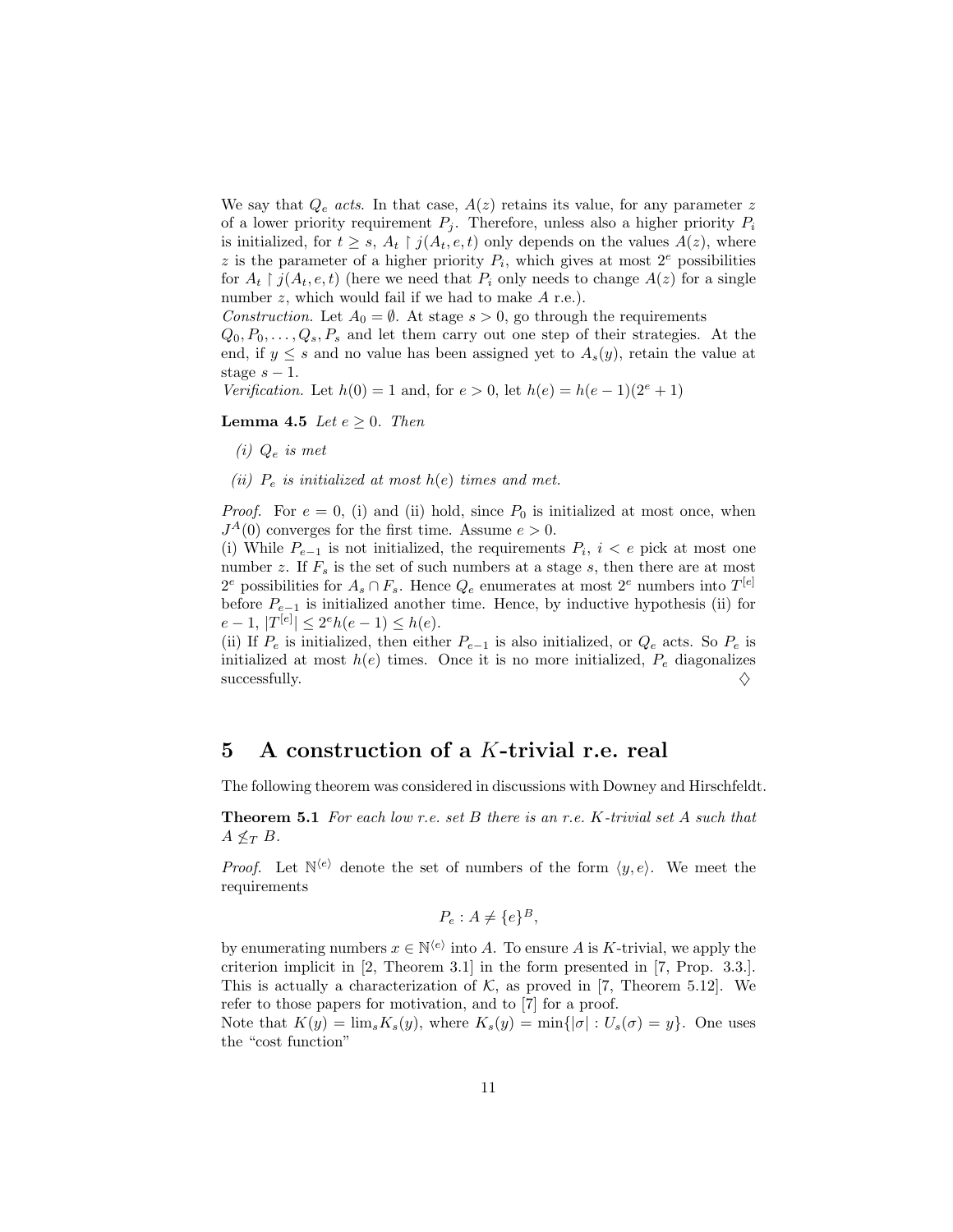We say that $Q_e$ *acts*. In that case, $A(z)$ retains its value, for any parameter $z$ of a lower priority requirement $P_j$. Therefore, unless also a higher priority $P_i$ is initialized, for $t \geq s$, $A_t \upharpoonright j(A_t, e, t)$ only depends on the values $A(z)$, where $z$ is the parameter of a higher priority $P_i$, which gives at most $2^e$ possibilities for $A_t \upharpoonright j(A_t, e, t)$ (here we need that $P_i$ only needs to change $A(z)$ for a single number $z$, which would fail if we had to make $A$ r.e.).

*Construction.* Let $A_0 = \emptyset$. At stage $s > 0$, go through the requirements $Q_0, P_0, \ldots, Q_s, P_s$ and let them carry out one step of their strategies. At the end, if $y \leq s$ and no value has been assigned yet to $A_s(y)$, retain the value at stage $s - 1$.

*Verification.* Let $h(0) = 1$ and, for $e > 0$, let $h(e) = h(e-1)(2^e + 1)$

**Lemma 4.5** *Let $e \geq 0$. Then*

*(i) $Q_e$ is met*

*(ii) $P_e$ is initialized at most $h(e)$ times and met.*

*Proof.* For $e = 0$, (i) and (ii) hold, since $P_0$ is initialized at most once, when $J^A(0)$ converges for the first time. Assume $e > 0$.

(i) While $P_{e-1}$ is not initialized, the requirements $P_i$, $i < e$ pick at most one number $z$. If $F_s$ is the set of such numbers at a stage $s$, then there are at most $2^e$ possibilities for $A_s \cap F_s$. Hence $Q_e$ enumerates at most $2^e$ numbers into $T^{[e]}$ before $P_{e-1}$ is initialized another time. Hence, by inductive hypothesis (ii) for $e - 1$, $|T^{[e]}| \leq 2^e h(e-1) \leq h(e)$.

(ii) If $P_e$ is initialized, then either $P_{e-1}$ is also initialized, or $Q_e$ acts. So $P_e$ is initialized at most $h(e)$ times. Once it is no more initialized, $P_e$ diagonalizes successfully. ♢

## 5 A construction of a $K$-trivial r.e. real

The following theorem was considered in discussions with Downey and Hirschfeldt.

**Theorem 5.1** *For each low r.e. set $B$ there is an r.e. $K$-trivial set $A$ such that $A \not\leq_T B$.*

*Proof.* Let $\mathbb{N}^{\langle e \rangle}$ denote the set of numbers of the form $\langle y, e \rangle$. We meet the requirements

$$P_e : A \neq \{e\}^B,$$

by enumerating numbers $x \in \mathbb{N}^{\langle e \rangle}$ into $A$. To ensure $A$ is $K$-trivial, we apply the criterion implicit in [2, Theorem 3.1] in the form presented in [7, Prop. 3.3.]. This is actually a characterization of $\mathcal{K}$, as proved in [7, Theorem 5.12]. We refer to those papers for motivation, and to [7] for a proof.

Note that $K(y) = \lim_s K_s(y)$, where $K_s(y) = \min\{|\sigma| : U_s(\sigma) = y\}$. One uses the "cost function"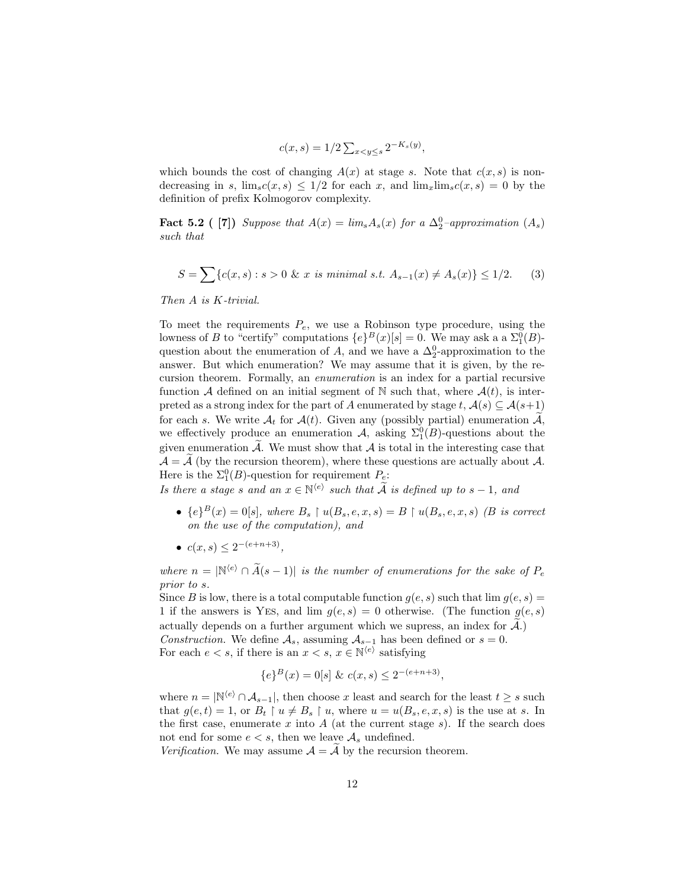$$c(x, s) = 1/2 \sum_{x<y\leq s} 2^{-K_s(y)},$$

which bounds the cost of changing $A(x)$ at stage $s$. Note that $c(x, s)$ is non-decreasing in $s$, $\lim_s c(x, s) \leq 1/2$ for each $x$, and $\lim_x \lim_s c(x, s) = 0$ by the definition of prefix Kolmogorov complexity.

**Fact 5.2 ( [7])** *Suppose that $A(x) = lim_s A_s(x)$ for a $\Delta^0_2$–approximation $(A_s)$ such that*

$$S = \sum \{c(x, s) : s > 0 \text{ \& } x \text{ is minimal s.t. } A_{s-1}(x) \neq A_s(x)\} \leq 1/2. \qquad (3)$$

*Then $A$ is $K$-trivial.*

To meet the requirements $P_e$, we use a Robinson type procedure, using the lowness of $B$ to "certify" computations $\{e\}^B(x)[s] = 0$. We may ask a a $\Sigma^0_1(B)$-question about the enumeration of $A$, and we have a $\Delta^0_2$-approximation to the answer. But which enumeration? We may assume that it is given, by the recursion theorem. Formally, an *enumeration* is an index for a partial recursive function $\mathcal{A}$ defined on an initial segment of $\mathbb{N}$ such that, where $\mathcal{A}(t)$, is interpreted as a strong index for the part of $A$ enumerated by stage $t$, $\mathcal{A}(s) \subseteq \mathcal{A}(s+1)$ for each $s$. We write $\mathcal{A}_t$ for $\mathcal{A}(t)$. Given any (possibly partial) enumeration $\widetilde{\mathcal{A}}$, we effectively produce an enumeration $\mathcal{A}$, asking $\Sigma^0_1(B)$-questions about the given enumeration $\widetilde{\mathcal{A}}$. We must show that $\mathcal{A}$ is total in the interesting case that $\mathcal{A} = \widetilde{\mathcal{A}}$ (by the recursion theorem), where these questions are actually about $\mathcal{A}$. Here is the $\Sigma^0_1(B)$-question for requirement $P_e$:

*Is there a stage $s$ and an $x \in \mathbb{N}^{\langle e \rangle}$ such that $\widetilde{\mathcal{A}}$ is defined up to $s - 1$, and*

- $\{e\}^B(x) = 0[s]$*, where $B_s \upharpoonright u(B_s, e, x, s) = B \upharpoonright u(B_s, e, x, s)$ ($B$ is correct on the use of the computation), and*
- $c(x, s) \leq 2^{-(e+n+3)}$*,*

*where $n = |\mathbb{N}^{\langle e \rangle} \cap \widetilde{A}(s - 1)|$ is the number of enumerations for the sake of $P_e$ prior to $s$.*

Since $B$ is low, there is a total computable function $g(e, s)$ such that $\lim g(e, s) = 1$ if the answers is YES, and $\lim g(e, s) = 0$ otherwise. (The function $g(e, s)$ actually depends on a further argument which we supress, an index for $\widetilde{\mathcal{A}}$.)

*Construction.* We define $\mathcal{A}_s$, assuming $\mathcal{A}_{s-1}$ has been defined or $s = 0$.

For each $e < s$, if there is an $x < s$, $x \in \mathbb{N}^{\langle e \rangle}$ satisfying

$$\{e\}^B(x) = 0[s] \text{ \& } c(x, s) \leq 2^{-(e+n+3)},$$

where $n = |\mathbb{N}^{\langle e \rangle} \cap \mathcal{A}_{s-1}|$, then choose $x$ least and search for the least $t \geq s$ such that $g(e, t) = 1$, or $B_t \upharpoonright u \neq B_s \upharpoonright u$, where $u = u(B_s, e, x, s)$ is the use at $s$. In the first case, enumerate $x$ into $A$ (at the current stage $s$). If the search does not end for some $e < s$, then we leave $\mathcal{A}_s$ undefined.

*Verification.* We may assume $\mathcal{A} = \widetilde{\mathcal{A}}$ by the recursion theorem.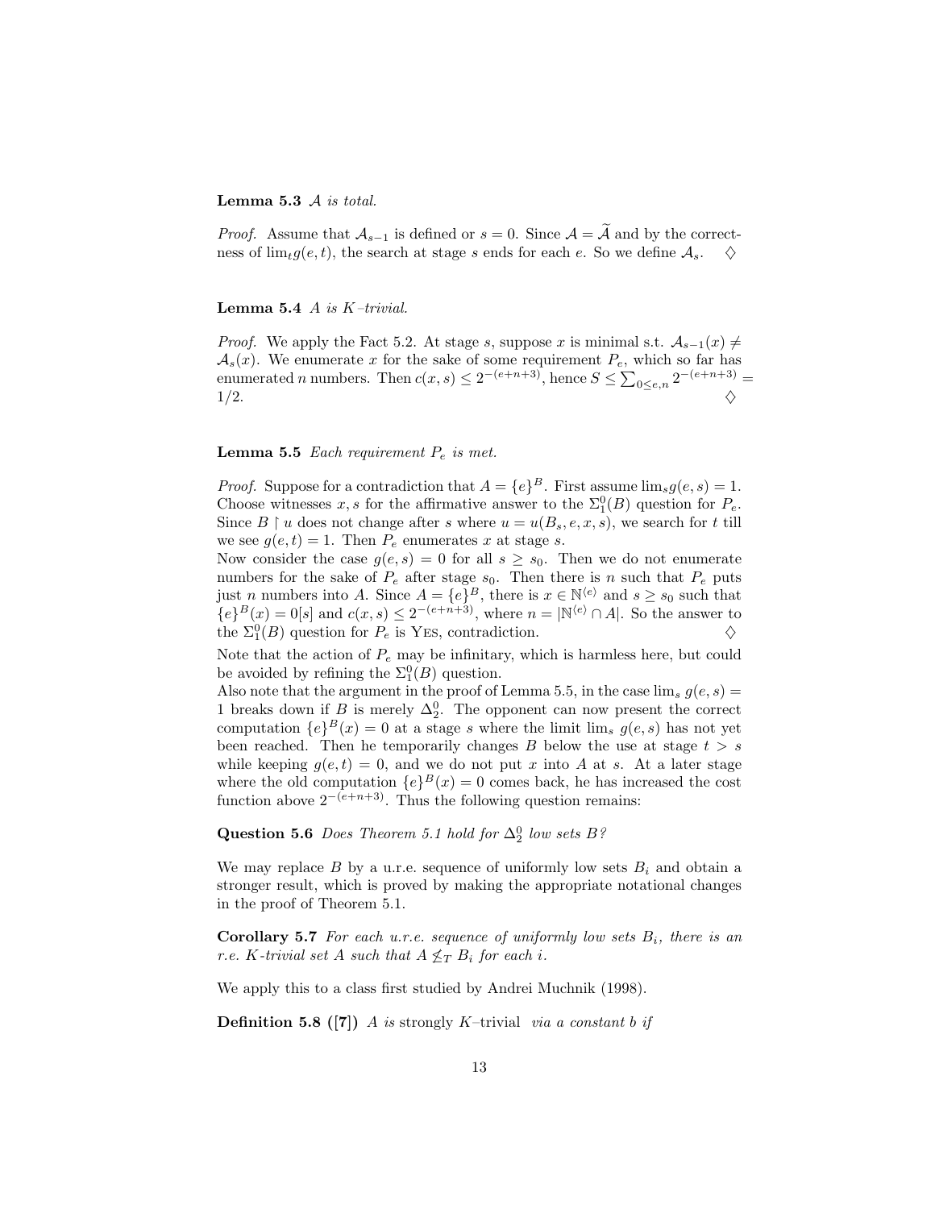**Lemma 5.3** *$\mathcal{A}$ is total.*

*Proof.* Assume that $\mathcal{A}_{s-1}$ is defined or $s = 0$. Since $\mathcal{A} = \widetilde{\mathcal{A}}$ and by the correctness of $\lim_t g(e,t)$, the search at stage $s$ ends for each $e$. So we define $\mathcal{A}_s$. $\diamondsuit$

**Lemma 5.4** *$A$ is $K$–trivial.*

*Proof.* We apply the Fact 5.2. At stage $s$, suppose $x$ is minimal s.t. $\mathcal{A}_{s-1}(x) \neq \mathcal{A}_s(x)$. We enumerate $x$ for the sake of some requirement $P_e$, which so far has enumerated $n$ numbers. Then $c(x,s) \leq 2^{-(e+n+3)}$, hence $S \leq \sum_{0 \leq e,n} 2^{-(e+n+3)} = 1/2$. $\diamondsuit$

**Lemma 5.5** *Each requirement $P_e$ is met.*

*Proof.* Suppose for a contradiction that $A = \{e\}^B$. First assume $\lim_s g(e,s) = 1$. Choose witnesses $x, s$ for the affirmative answer to the $\Sigma^0_1(B)$ question for $P_e$. Since $B \restriction u$ does not change after $s$ where $u = u(B_s, e, x, s)$, we search for $t$ till we see $g(e,t) = 1$. Then $P_e$ enumerates $x$ at stage $s$.
Now consider the case $g(e,s) = 0$ for all $s \geq s_0$. Then we do not enumerate numbers for the sake of $P_e$ after stage $s_0$. Then there is $n$ such that $P_e$ puts just $n$ numbers into $A$. Since $A = \{e\}^B$, there is $x \in \mathbb{N}^{\langle e \rangle}$ and $s \geq s_0$ such that $\{e\}^B(x) = 0[s]$ and $c(x,s) \leq 2^{-(e+n+3)}$, where $n = |\mathbb{N}^{\langle e \rangle} \cap A|$. So the answer to the $\Sigma^0_1(B)$ question for $P_e$ is YES, contradiction. $\diamondsuit$

Note that the action of $P_e$ may be infinitary, which is harmless here, but could be avoided by refining the $\Sigma^0_1(B)$ question.
Also note that the argument in the proof of Lemma 5.5, in the case $\lim_s g(e,s) = 1$ breaks down if $B$ is merely $\Delta^0_2$. The opponent can now present the correct computation $\{e\}^B(x) = 0$ at a stage $s$ where the limit $\lim_s g(e,s)$ has not yet been reached. Then he temporarily changes $B$ below the use at stage $t > s$ while keeping $g(e,t) = 0$, and we do not put $x$ into $A$ at $s$. At a later stage where the old computation $\{e\}^B(x) = 0$ comes back, he has increased the cost function above $2^{-(e+n+3)}$. Thus the following question remains:

**Question 5.6** *Does Theorem 5.1 hold for $\Delta^0_2$ low sets $B$?*

We may replace $B$ by a u.r.e. sequence of uniformly low sets $B_i$ and obtain a stronger result, which is proved by making the appropriate notational changes in the proof of Theorem 5.1.

**Corollary 5.7** *For each u.r.e. sequence of uniformly low sets $B_i$, there is an r.e. $K$-trivial set $A$ such that $A \not\leq_T B_i$ for each $i$.*

We apply this to a class first studied by Andrei Muchnik (1998).

**Definition 5.8 ([7])** *$A$ is* strongly $K$–trivial *via a constant $b$ if*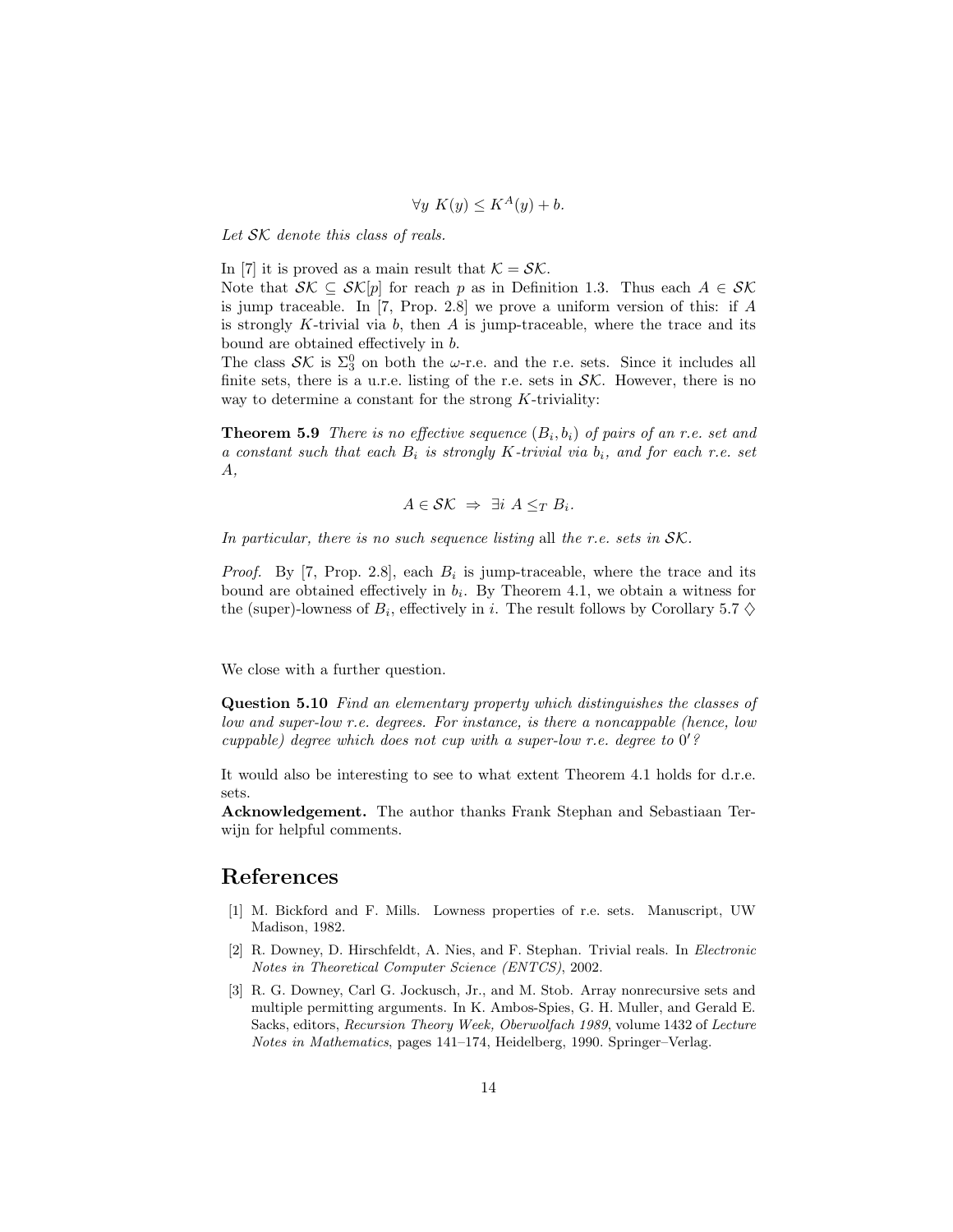$$\forall y \; K(y) \leq K^A(y) + b.$$

*Let $\mathcal{SK}$ denote this class of reals.*

In [7] it is proved as a main result that $\mathcal{K} = \mathcal{SK}$.
Note that $\mathcal{SK} \subseteq \mathcal{SK}[p]$ for reach $p$ as in Definition 1.3. Thus each $A \in \mathcal{SK}$ is jump traceable. In [7, Prop. 2.8] we prove a uniform version of this: if $A$ is strongly $K$-trivial via $b$, then $A$ is jump-traceable, where the trace and its bound are obtained effectively in $b$.
The class $\mathcal{SK}$ is $\Sigma^0_3$ on both the $\omega$-r.e. and the r.e. sets. Since it includes all finite sets, there is a u.r.e. listing of the r.e. sets in $\mathcal{SK}$. However, there is no way to determine a constant for the strong $K$-triviality:

**Theorem 5.9** *There is no effective sequence $(B_i, b_i)$ of pairs of an r.e. set and a constant such that each $B_i$ is strongly $K$-trivial via $b_i$, and for each r.e. set $A$,*

$$A \in \mathcal{SK} \;\Rightarrow\; \exists i \; A \leq_T B_i.$$

*In particular, there is no such sequence listing* all *the r.e. sets in $\mathcal{SK}$.*

*Proof.* By [7, Prop. 2.8], each $B_i$ is jump-traceable, where the trace and its bound are obtained effectively in $b_i$. By Theorem 4.1, we obtain a witness for the (super)-lowness of $B_i$, effectively in $i$. The result follows by Corollary 5.7 $\diamondsuit$

We close with a further question.

**Question 5.10** *Find an elementary property which distinguishes the classes of low and super-low r.e. degrees. For instance, is there a noncappable (hence, low cuppable) degree which does not cup with a super-low r.e. degree to $0'$?*

It would also be interesting to see to what extent Theorem 4.1 holds for d.r.e. sets.
**Acknowledgement.** The author thanks Frank Stephan and Sebastiaan Terwijn for helpful comments.

# References

[1] M. Bickford and F. Mills. Lowness properties of r.e. sets. Manuscript, UW Madison, 1982.

[2] R. Downey, D. Hirschfeldt, A. Nies, and F. Stephan. Trivial reals. In *Electronic Notes in Theoretical Computer Science (ENTCS)*, 2002.

[3] R. G. Downey, Carl G. Jockusch, Jr., and M. Stob. Array nonrecursive sets and multiple permitting arguments. In K. Ambos-Spies, G. H. Muller, and Gerald E. Sacks, editors, *Recursion Theory Week, Oberwolfach 1989*, volume 1432 of *Lecture Notes in Mathematics*, pages 141–174, Heidelberg, 1990. Springer–Verlag.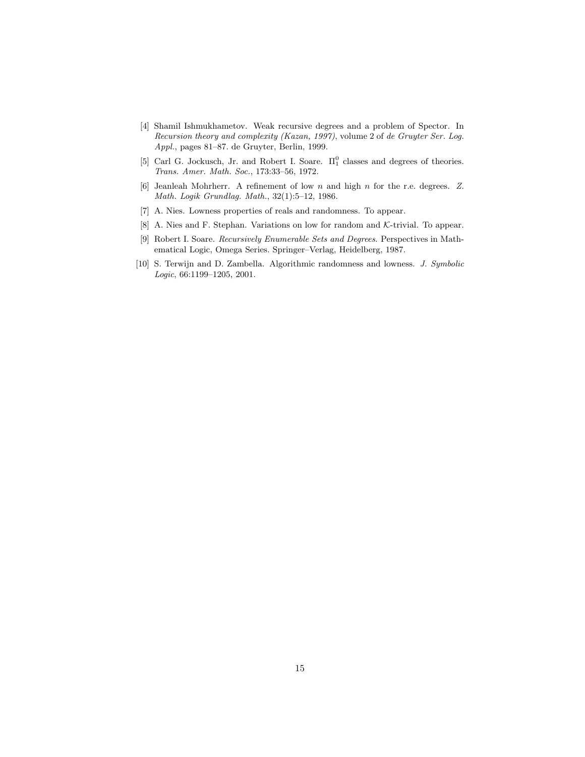[4] Shamil Ishmukhametov. Weak recursive degrees and a problem of Spector. In *Recursion theory and complexity (Kazan, 1997)*, volume 2 of *de Gruyter Ser. Log. Appl.*, pages 81–87. de Gruyter, Berlin, 1999.

[5] Carl G. Jockusch, Jr. and Robert I. Soare. $\Pi^0_1$ classes and degrees of theories. *Trans. Amer. Math. Soc.*, 173:33–56, 1972.

[6] Jeanleah Mohrherr. A refinement of low $n$ and high $n$ for the r.e. degrees. *Z. Math. Logik Grundlag. Math.*, 32(1):5–12, 1986.

[7] A. Nies. Lowness properties of reals and randomness. To appear.

[8] A. Nies and F. Stephan. Variations on low for random and $\mathcal{K}$-trivial. To appear.

[9] Robert I. Soare. *Recursively Enumerable Sets and Degrees*. Perspectives in Mathematical Logic, Omega Series. Springer–Verlag, Heidelberg, 1987.

[10] S. Terwijn and D. Zambella. Algorithmic randomness and lowness. *J. Symbolic Logic*, 66:1199–1205, 2001.